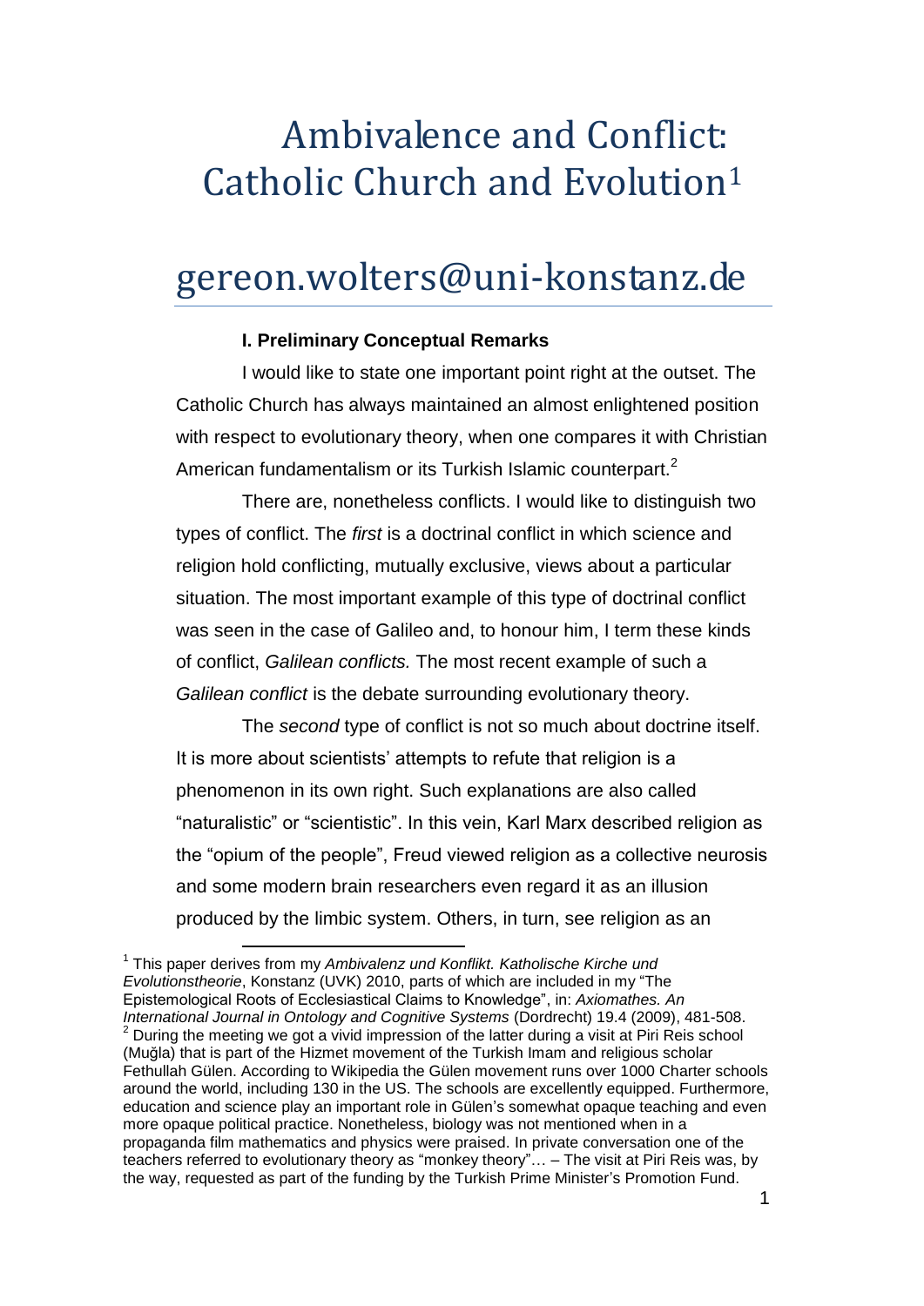# Ambivalence and Conflict: Catholic Church and Evolution[1]

# gereon.wolters@uni-konstanz.de

### I. Preliminary Conceptual Remarks

I would like to state one important point right at the outset. The Catholic Church has always maintained an almost enlightened position with respect to evolutionary theory, when one compares it with Christian American fundamentalism or its Turkish Islamic counterpart.[2]

There are, nonetheless conflicts. I would like to distinguish two types of conflict. The *first* is a doctrinal conflict in which science and religion hold conflicting, mutually exclusive, views about a particular situation. The most important example of this type of doctrinal conflict was seen in the case of Galileo and, to honour him, I term these kinds of conflict, *Galilean conflicts.* The most recent example of such a *Galilean conflict* is the debate surrounding evolutionary theory.

The *second* type of conflict is not so much about doctrine itself. It is more about scientists' attempts to refute that religion is a phenomenon in its own right. Such explanations are also called "naturalistic" or "scientistic". In this vein, Karl Marx described religion as the "opium of the people", Freud viewed religion as a collective neurosis and some modern brain researchers even regard it as an illusion produced by the limbic system. Others, in turn, see religion as an

---

[1] This paper derives from my *Ambivalenz und Konflikt. Katholische Kirche und Evolutionstheorie*, Konstanz (UVK) 2010, parts of which are included in my "The Epistemological Roots of Ecclesiastical Claims to Knowledge", in: *Axiomathes. An International Journal in Ontology and Cognitive Systems* (Dordrecht) 19.4 (2009), 481-508.

[2] During the meeting we got a vivid impression of the latter during a visit at Piri Reis school (Muğla) that is part of the Hizmet movement of the Turkish Imam and religious scholar Fethullah Gülen. According to Wikipedia the Gülen movement runs over 1000 Charter schools around the world, including 130 in the US. The schools are excellently equipped. Furthermore, education and science play an important role in Gülen's somewhat opaque teaching and even more opaque political practice. Nonetheless, biology was not mentioned when in a propaganda film mathematics and physics were praised. In private conversation one of the teachers referred to evolutionary theory as "monkey theory"… – The visit at Piri Reis was, by the way, requested as part of the funding by the Turkish Prime Minister's Promotion Fund.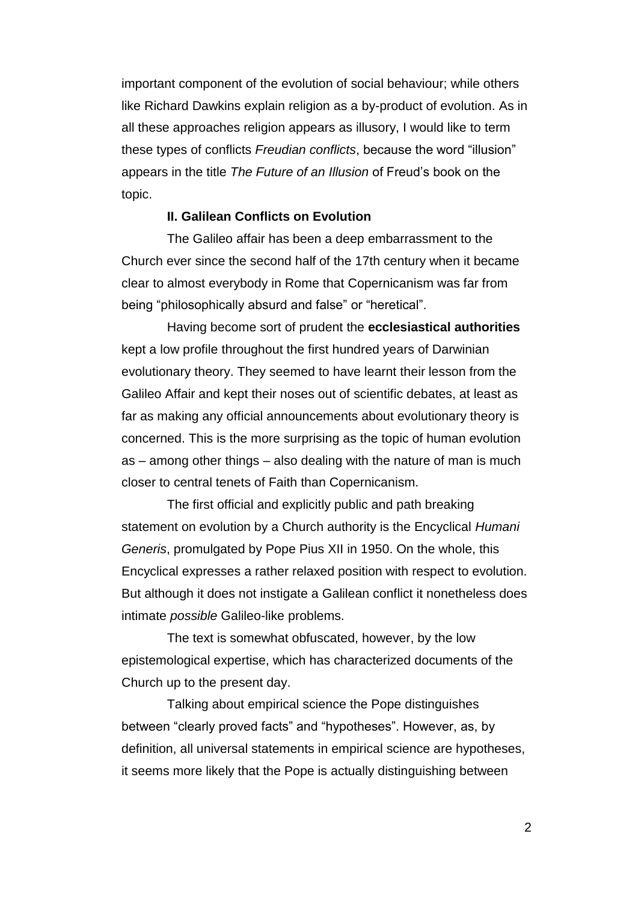important component of the evolution of social behaviour; while others like Richard Dawkins explain religion as a by-product of evolution. As in all these approaches religion appears as illusory, I would like to term these types of conflicts *Freudian conflicts*, because the word "illusion" appears in the title *The Future of an Illusion* of Freud's book on the topic.

## II. Galilean Conflicts on Evolution

The Galileo affair has been a deep embarrassment to the Church ever since the second half of the 17th century when it became clear to almost everybody in Rome that Copernicanism was far from being "philosophically absurd and false" or "heretical".

Having become sort of prudent the **ecclesiastical authorities** kept a low profile throughout the first hundred years of Darwinian evolutionary theory. They seemed to have learnt their lesson from the Galileo Affair and kept their noses out of scientific debates, at least as far as making any official announcements about evolutionary theory is concerned. This is the more surprising as the topic of human evolution as – among other things – also dealing with the nature of man is much closer to central tenets of Faith than Copernicanism.

The first official and explicitly public and path breaking statement on evolution by a Church authority is the Encyclical *Humani Generis*, promulgated by Pope Pius XII in 1950. On the whole, this Encyclical expresses a rather relaxed position with respect to evolution. But although it does not instigate a Galilean conflict it nonetheless does intimate *possible* Galileo-like problems.

The text is somewhat obfuscated, however, by the low epistemological expertise, which has characterized documents of the Church up to the present day.

Talking about empirical science the Pope distinguishes between "clearly proved facts" and "hypotheses". However, as, by definition, all universal statements in empirical science are hypotheses, it seems more likely that the Pope is actually distinguishing between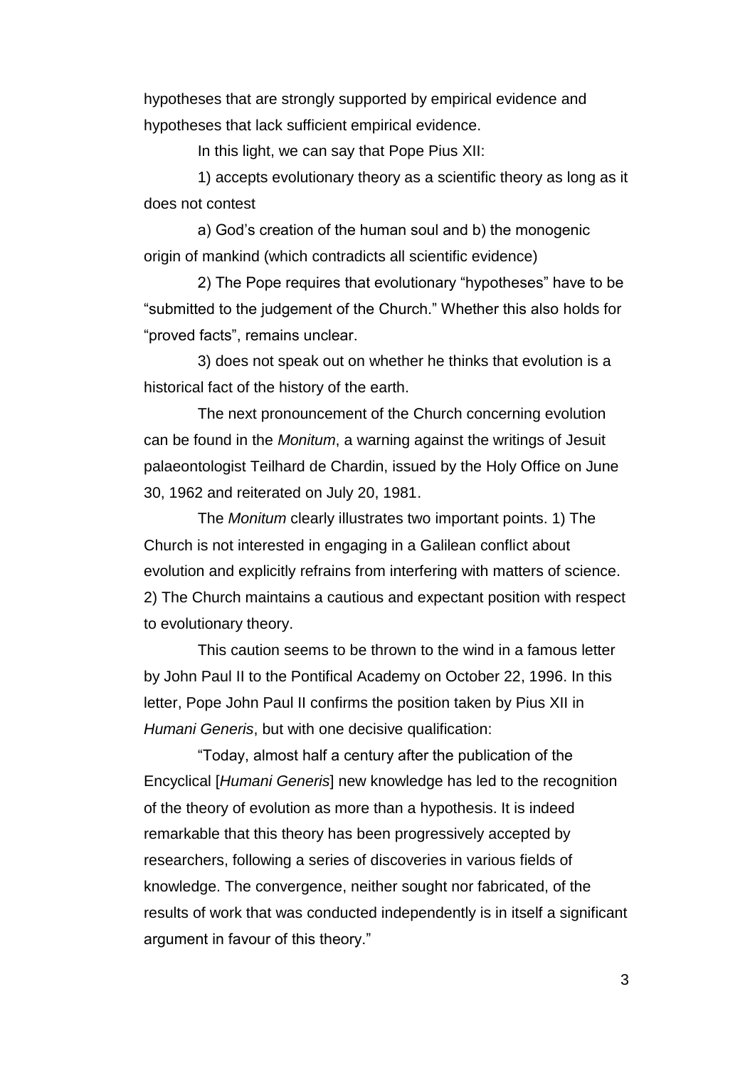hypotheses that are strongly supported by empirical evidence and hypotheses that lack sufficient empirical evidence.

In this light, we can say that Pope Pius XII:

1) accepts evolutionary theory as a scientific theory as long as it does not contest

a) God's creation of the human soul and b) the monogenic origin of mankind (which contradicts all scientific evidence)

2) The Pope requires that evolutionary "hypotheses" have to be "submitted to the judgement of the Church." Whether this also holds for "proved facts", remains unclear.

3) does not speak out on whether he thinks that evolution is a historical fact of the history of the earth.

The next pronouncement of the Church concerning evolution can be found in the *Monitum*, a warning against the writings of Jesuit palaeontologist Teilhard de Chardin, issued by the Holy Office on June 30, 1962 and reiterated on July 20, 1981.

The *Monitum* clearly illustrates two important points. 1) The Church is not interested in engaging in a Galilean conflict about evolution and explicitly refrains from interfering with matters of science. 2) The Church maintains a cautious and expectant position with respect to evolutionary theory.

This caution seems to be thrown to the wind in a famous letter by John Paul II to the Pontifical Academy on October 22, 1996. In this letter, Pope John Paul II confirms the position taken by Pius XII in *Humani Generis*, but with one decisive qualification:

"Today, almost half a century after the publication of the Encyclical [*Humani Generis*] new knowledge has led to the recognition of the theory of evolution as more than a hypothesis. It is indeed remarkable that this theory has been progressively accepted by researchers, following a series of discoveries in various fields of knowledge. The convergence, neither sought nor fabricated, of the results of work that was conducted independently is in itself a significant argument in favour of this theory."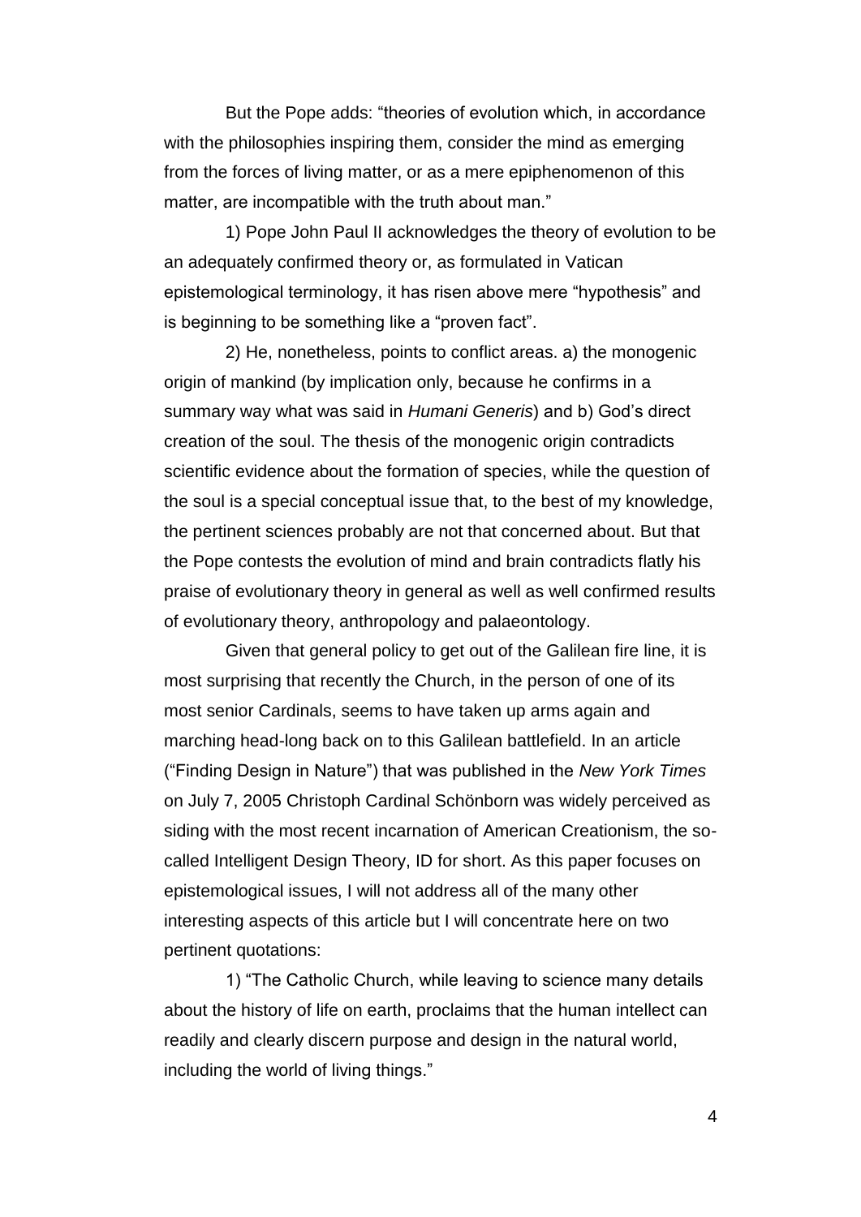But the Pope adds: “theories of evolution which, in accordance with the philosophies inspiring them, consider the mind as emerging from the forces of living matter, or as a mere epiphenomenon of this matter, are incompatible with the truth about man.”

1) Pope John Paul II acknowledges the theory of evolution to be an adequately confirmed theory or, as formulated in Vatican epistemological terminology, it has risen above mere “hypothesis” and is beginning to be something like a “proven fact”.

2) He, nonetheless, points to conflict areas. a) the monogenic origin of mankind (by implication only, because he confirms in a summary way what was said in *Humani Generis*) and b) God’s direct creation of the soul. The thesis of the monogenic origin contradicts scientific evidence about the formation of species, while the question of the soul is a special conceptual issue that, to the best of my knowledge, the pertinent sciences probably are not that concerned about. But that the Pope contests the evolution of mind and brain contradicts flatly his praise of evolutionary theory in general as well as well confirmed results of evolutionary theory, anthropology and palaeontology.

Given that general policy to get out of the Galilean fire line, it is most surprising that recently the Church, in the person of one of its most senior Cardinals, seems to have taken up arms again and marching head-long back on to this Galilean battlefield. In an article (“Finding Design in Nature”) that was published in the *New York Times* on July 7, 2005 Christoph Cardinal Schönborn was widely perceived as siding with the most recent incarnation of American Creationism, the so-called Intelligent Design Theory, ID for short. As this paper focuses on epistemological issues, I will not address all of the many other interesting aspects of this article but I will concentrate here on two pertinent quotations:

1) “The Catholic Church, while leaving to science many details about the history of life on earth, proclaims that the human intellect can readily and clearly discern purpose and design in the natural world, including the world of living things.”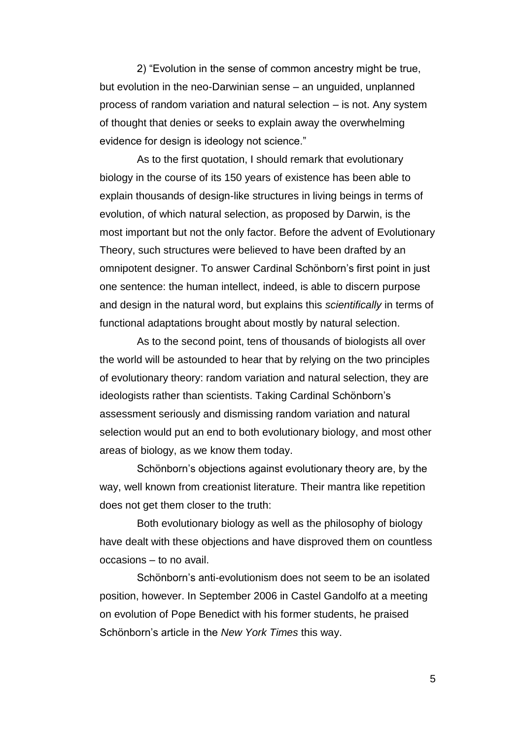2) "Evolution in the sense of common ancestry might be true, but evolution in the neo-Darwinian sense – an unguided, unplanned process of random variation and natural selection – is not. Any system of thought that denies or seeks to explain away the overwhelming evidence for design is ideology not science."

As to the first quotation, I should remark that evolutionary biology in the course of its 150 years of existence has been able to explain thousands of design-like structures in living beings in terms of evolution, of which natural selection, as proposed by Darwin, is the most important but not the only factor. Before the advent of Evolutionary Theory, such structures were believed to have been drafted by an omnipotent designer. To answer Cardinal Schönborn's first point in just one sentence: the human intellect, indeed, is able to discern purpose and design in the natural word, but explains this *scientifically* in terms of functional adaptations brought about mostly by natural selection.

As to the second point, tens of thousands of biologists all over the world will be astounded to hear that by relying on the two principles of evolutionary theory: random variation and natural selection, they are ideologists rather than scientists. Taking Cardinal Schönborn's assessment seriously and dismissing random variation and natural selection would put an end to both evolutionary biology, and most other areas of biology, as we know them today.

Schönborn's objections against evolutionary theory are, by the way, well known from creationist literature. Their mantra like repetition does not get them closer to the truth:

Both evolutionary biology as well as the philosophy of biology have dealt with these objections and have disproved them on countless occasions – to no avail.

Schönborn's anti-evolutionism does not seem to be an isolated position, however. In September 2006 in Castel Gandolfo at a meeting on evolution of Pope Benedict with his former students, he praised Schönborn's article in the *New York Times* this way.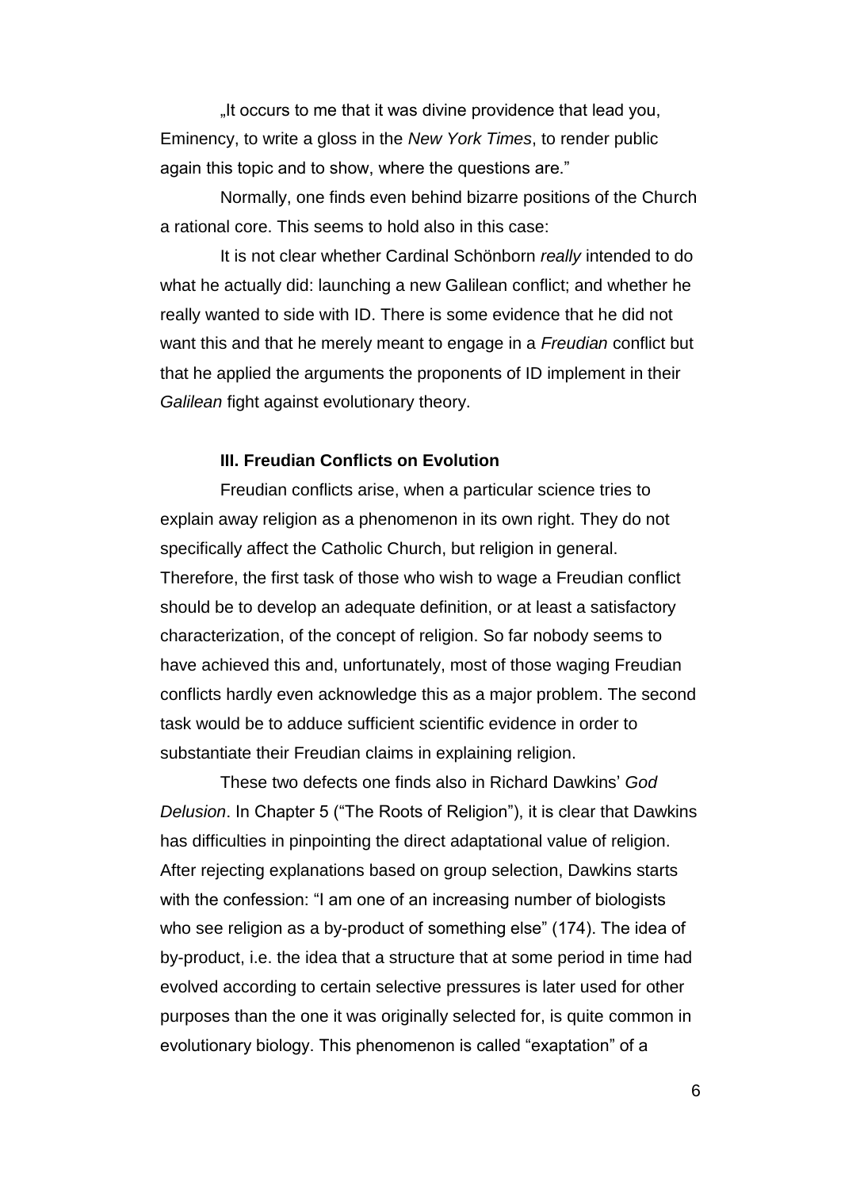„It occurs to me that it was divine providence that lead you, Eminency, to write a gloss in the *New York Times*, to render public again this topic and to show, where the questions are."

Normally, one finds even behind bizarre positions of the Church a rational core. This seems to hold also in this case:

It is not clear whether Cardinal Schönborn *really* intended to do what he actually did: launching a new Galilean conflict; and whether he really wanted to side with ID. There is some evidence that he did not want this and that he merely meant to engage in a *Freudian* conflict but that he applied the arguments the proponents of ID implement in their *Galilean* fight against evolutionary theory.

### III. Freudian Conflicts on Evolution

Freudian conflicts arise, when a particular science tries to explain away religion as a phenomenon in its own right. They do not specifically affect the Catholic Church, but religion in general. Therefore, the first task of those who wish to wage a Freudian conflict should be to develop an adequate definition, or at least a satisfactory characterization, of the concept of religion. So far nobody seems to have achieved this and, unfortunately, most of those waging Freudian conflicts hardly even acknowledge this as a major problem. The second task would be to adduce sufficient scientific evidence in order to substantiate their Freudian claims in explaining religion.

These two defects one finds also in Richard Dawkins' *God Delusion*. In Chapter 5 ("The Roots of Religion"), it is clear that Dawkins has difficulties in pinpointing the direct adaptational value of religion. After rejecting explanations based on group selection, Dawkins starts with the confession: "I am one of an increasing number of biologists who see religion as a by-product of something else" (174). The idea of by-product, i.e. the idea that a structure that at some period in time had evolved according to certain selective pressures is later used for other purposes than the one it was originally selected for, is quite common in evolutionary biology. This phenomenon is called "exaptation" of a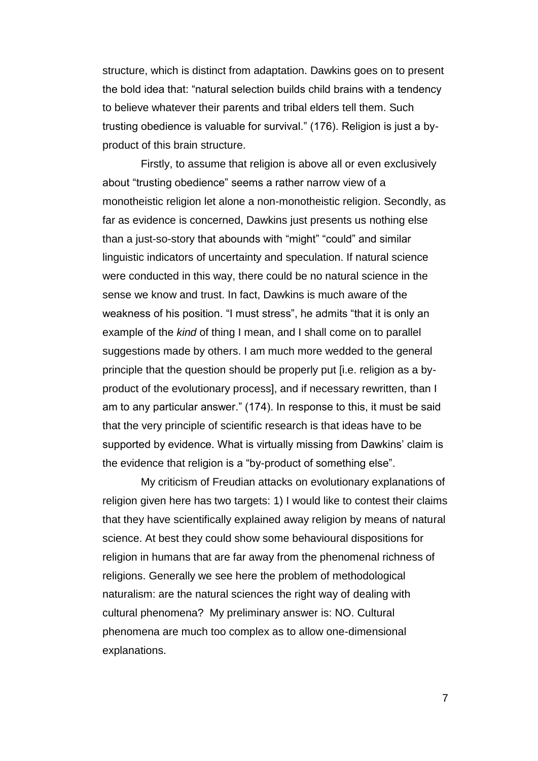structure, which is distinct from adaptation. Dawkins goes on to present the bold idea that: "natural selection builds child brains with a tendency to believe whatever their parents and tribal elders tell them. Such trusting obedience is valuable for survival." (176). Religion is just a by-product of this brain structure.

Firstly, to assume that religion is above all or even exclusively about "trusting obedience" seems a rather narrow view of a monotheistic religion let alone a non-monotheistic religion. Secondly, as far as evidence is concerned, Dawkins just presents us nothing else than a just-so-story that abounds with "might" "could" and similar linguistic indicators of uncertainty and speculation. If natural science were conducted in this way, there could be no natural science in the sense we know and trust. In fact, Dawkins is much aware of the weakness of his position. "I must stress", he admits "that it is only an example of the *kind* of thing I mean, and I shall come on to parallel suggestions made by others. I am much more wedded to the general principle that the question should be properly put [i.e. religion as a by-product of the evolutionary process], and if necessary rewritten, than I am to any particular answer." (174). In response to this, it must be said that the very principle of scientific research is that ideas have to be supported by evidence. What is virtually missing from Dawkins' claim is the evidence that religion is a "by-product of something else".

My criticism of Freudian attacks on evolutionary explanations of religion given here has two targets: 1) I would like to contest their claims that they have scientifically explained away religion by means of natural science. At best they could show some behavioural dispositions for religion in humans that are far away from the phenomenal richness of religions. Generally we see here the problem of methodological naturalism: are the natural sciences the right way of dealing with cultural phenomena? My preliminary answer is: NO. Cultural phenomena are much too complex as to allow one-dimensional explanations.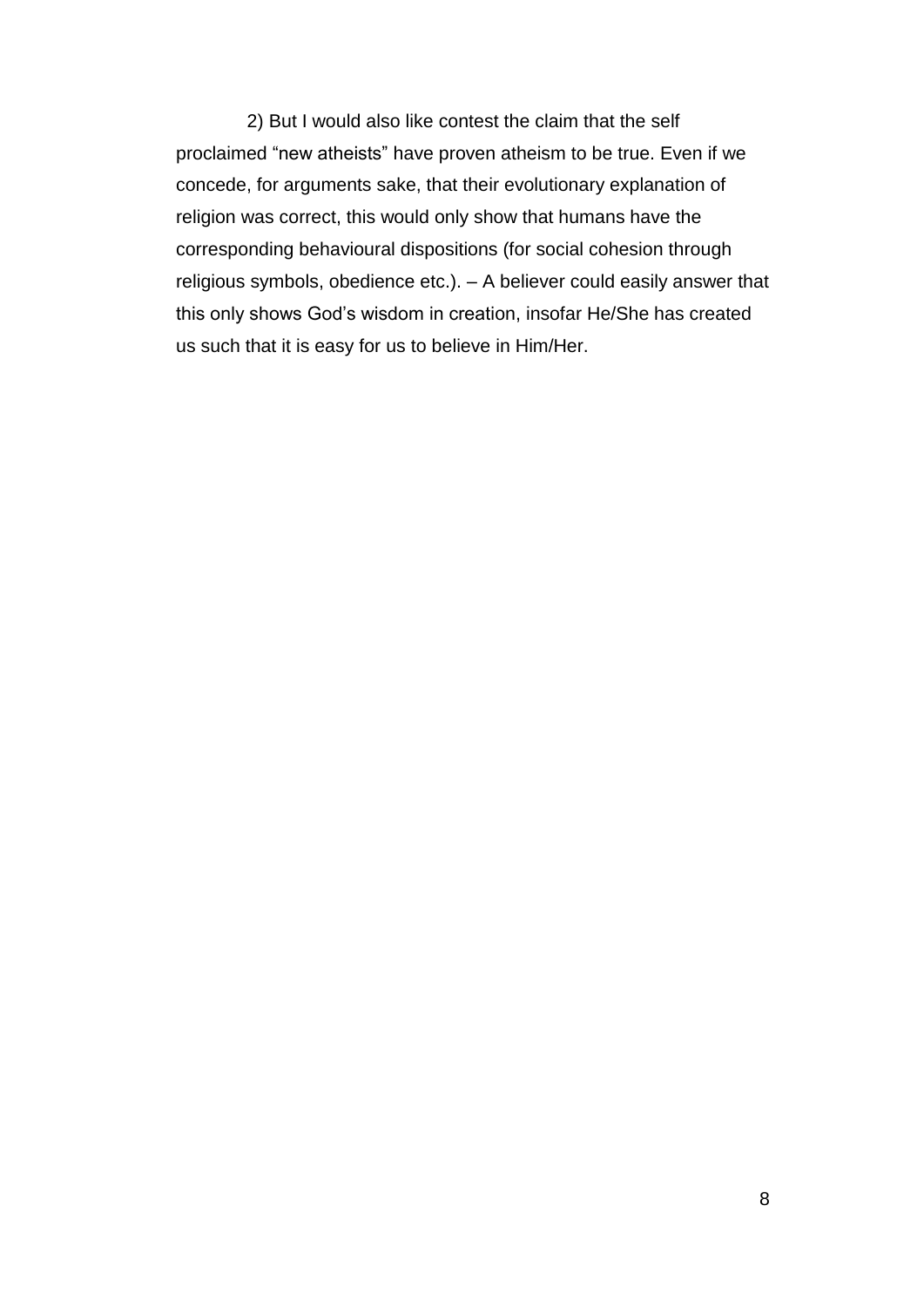2) But I would also like contest the claim that the self proclaimed "new atheists" have proven atheism to be true. Even if we concede, for arguments sake, that their evolutionary explanation of religion was correct, this would only show that humans have the corresponding behavioural dispositions (for social cohesion through religious symbols, obedience etc.). – A believer could easily answer that this only shows God's wisdom in creation, insofar He/She has created us such that it is easy for us to believe in Him/Her.